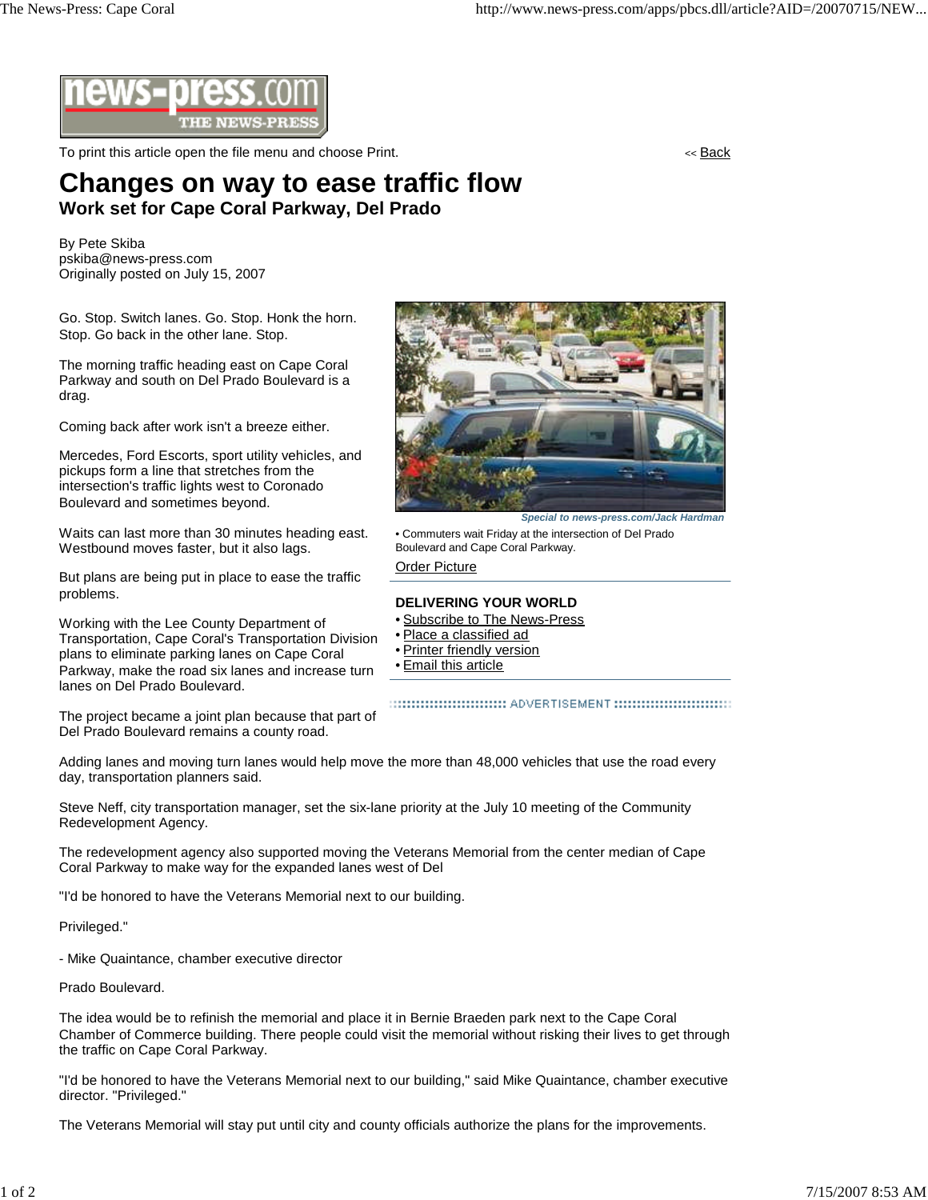To print this article open the file menu and choose Print.

<< Back

# Changes on way to ease traffic flow

## Work set for Cape Coral Parkway, Del Prado

By Pete Skiba
pskiba@news-press.com
Originally posted on July 15, 2007

Go. Stop. Switch lanes. Go. Stop. Honk the horn. Stop. Go back in the other lane. Stop.

The morning traffic heading east on Cape Coral Parkway and south on Del Prado Boulevard is a drag.

Coming back after work isn't a breeze either.

Mercedes, Ford Escorts, sport utility vehicles, and pickups form a line that stretches from the intersection's traffic lights west to Coronado Boulevard and sometimes beyond.

Waits can last more than 30 minutes heading east. Westbound moves faster, but it also lags.

But plans are being put in place to ease the traffic problems.

Working with the Lee County Department of Transportation, Cape Coral's Transportation Division plans to eliminate parking lanes on Cape Coral Parkway, make the road six lanes and increase turn lanes on Del Prado Boulevard.

The project became a joint plan because that part of Del Prado Boulevard remains a county road.

*Special to news-press.com/Jack Hardman*

• Commuters wait Friday at the intersection of Del Prado Boulevard and Cape Coral Parkway.

Order Picture

**DELIVERING YOUR WORLD**

- Subscribe to The News-Press
- Place a classified ad
- Printer friendly version
- Email this article

ADVERTISEMENT

Adding lanes and moving turn lanes would help move the more than 48,000 vehicles that use the road every day, transportation planners said.

Steve Neff, city transportation manager, set the six-lane priority at the July 10 meeting of the Community Redevelopment Agency.

The redevelopment agency also supported moving the Veterans Memorial from the center median of Cape Coral Parkway to make way for the expanded lanes west of Del

"I'd be honored to have the Veterans Memorial next to our building.

Privileged."

- Mike Quaintance, chamber executive director

Prado Boulevard.

The idea would be to refinish the memorial and place it in Bernie Braeden park next to the Cape Coral Chamber of Commerce building. There people could visit the memorial without risking their lives to get through the traffic on Cape Coral Parkway.

"I'd be honored to have the Veterans Memorial next to our building," said Mike Quaintance, chamber executive director. "Privileged."

The Veterans Memorial will stay put until city and county officials authorize the plans for the improvements.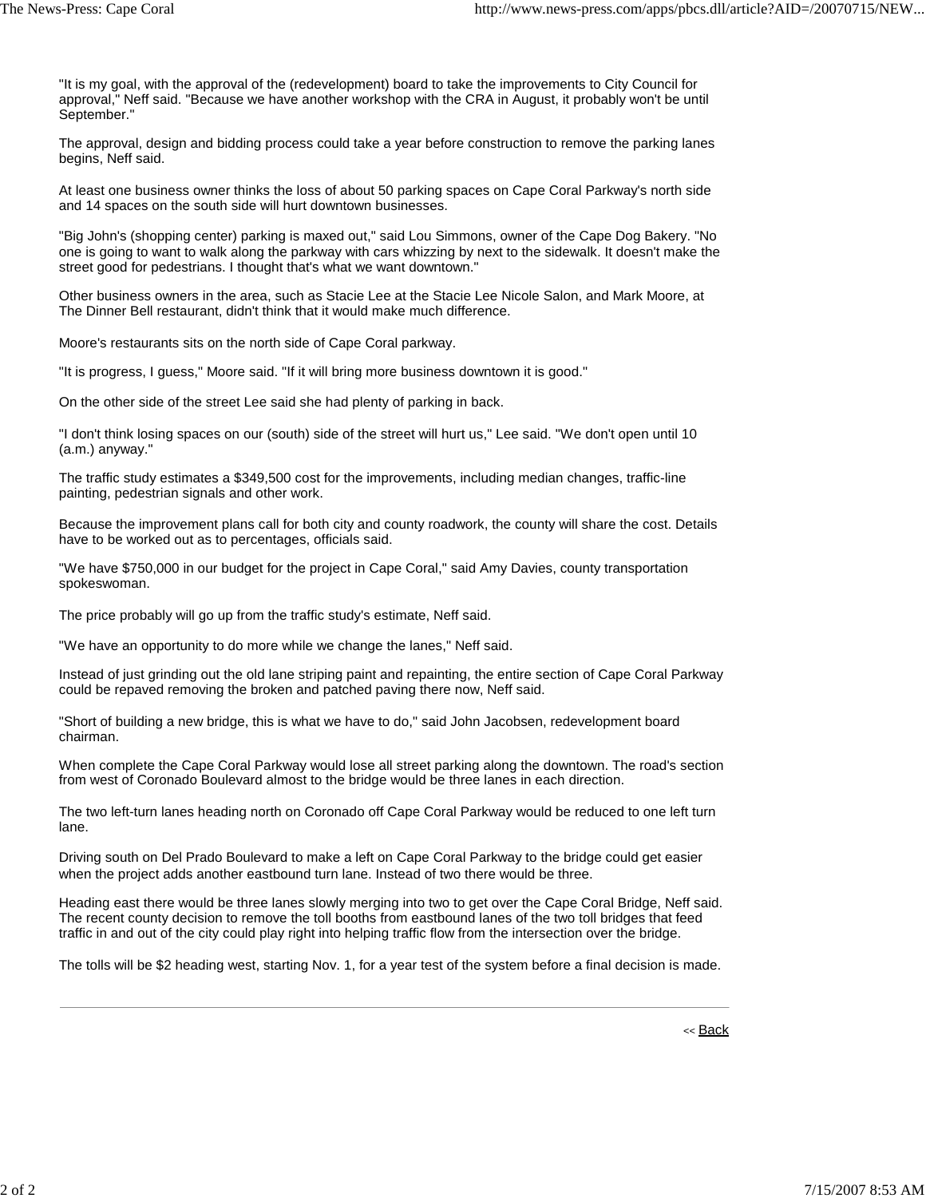"It is my goal, with the approval of the (redevelopment) board to take the improvements to City Council for approval," Neff said. "Because we have another workshop with the CRA in August, it probably won't be until September."

The approval, design and bidding process could take a year before construction to remove the parking lanes begins, Neff said.

At least one business owner thinks the loss of about 50 parking spaces on Cape Coral Parkway's north side and 14 spaces on the south side will hurt downtown businesses.

"Big John's (shopping center) parking is maxed out," said Lou Simmons, owner of the Cape Dog Bakery. "No one is going to want to walk along the parkway with cars whizzing by next to the sidewalk. It doesn't make the street good for pedestrians. I thought that's what we want downtown."

Other business owners in the area, such as Stacie Lee at the Stacie Lee Nicole Salon, and Mark Moore, at The Dinner Bell restaurant, didn't think that it would make much difference.

Moore's restaurants sits on the north side of Cape Coral parkway.

"It is progress, I guess," Moore said. "If it will bring more business downtown it is good."

On the other side of the street Lee said she had plenty of parking in back.

"I don't think losing spaces on our (south) side of the street will hurt us," Lee said. "We don't open until 10 (a.m.) anyway."

The traffic study estimates a $349,500 cost for the improvements, including median changes, traffic-line painting, pedestrian signals and other work.

Because the improvement plans call for both city and county roadwork, the county will share the cost. Details have to be worked out as to percentages, officials said.

"We have $750,000 in our budget for the project in Cape Coral," said Amy Davies, county transportation spokeswoman.

The price probably will go up from the traffic study's estimate, Neff said.

"We have an opportunity to do more while we change the lanes," Neff said.

Instead of just grinding out the old lane striping paint and repainting, the entire section of Cape Coral Parkway could be repaved removing the broken and patched paving there now, Neff said.

"Short of building a new bridge, this is what we have to do," said John Jacobsen, redevelopment board chairman.

When complete the Cape Coral Parkway would lose all street parking along the downtown. The road's section from west of Coronado Boulevard almost to the bridge would be three lanes in each direction.

The two left-turn lanes heading north on Coronado off Cape Coral Parkway would be reduced to one left turn lane.

Driving south on Del Prado Boulevard to make a left on Cape Coral Parkway to the bridge could get easier when the project adds another eastbound turn lane. Instead of two there would be three.

Heading east there would be three lanes slowly merging into two to get over the Cape Coral Bridge, Neff said. The recent county decision to remove the toll booths from eastbound lanes of the two toll bridges that feed traffic in and out of the city could play right into helping traffic flow from the intersection over the bridge.

The tolls will be $2 heading west, starting Nov. 1, for a year test of the system before a final decision is made.

---

<< Back